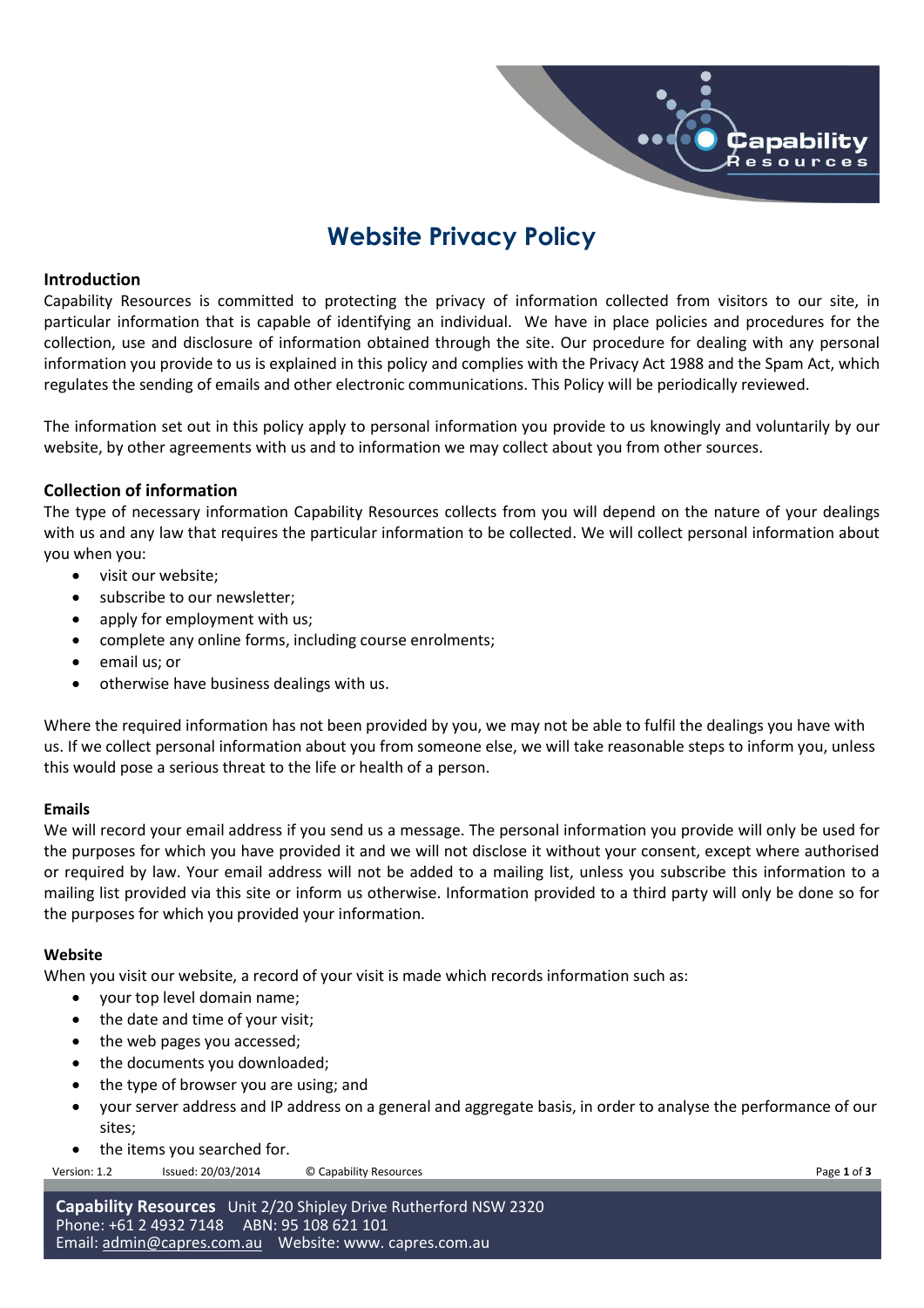# Website Privacy Policy

## Introduction

Capability Resources is committed to protecting the privacy of information collected from visitors to our site, in particular information that is capable of identifying an individual. We have in place policies and procedures for the collection, use and disclosure of information obtained through the site. Our procedure for dealing with any personal information you provide to us is explained in this policy and complies with the Privacy Act 1988 and the Spam Act, which regulates the sending of emails and other electronic communications. This Policy will be periodically reviewed.

The information set out in this policy apply to personal information you provide to us knowingly and voluntarily by our website, by other agreements with us and to information we may collect about you from other sources.

## Collection of information

The type of necessary information Capability Resources collects from you will depend on the nature of your dealings with us and any law that requires the particular information to be collected. We will collect personal information about you when you:

- visit our website;
- subscribe to our newsletter;
- apply for employment with us;
- complete any online forms, including course enrolments;
- email us; or
- otherwise have business dealings with us.

Where the required information has not been provided by you, we may not be able to fulfil the dealings you have with us. If we collect personal information about you from someone else, we will take reasonable steps to inform you, unless this would pose a serious threat to the life or health of a person.

### Emails

We will record your email address if you send us a message. The personal information you provide will only be used for the purposes for which you have provided it and we will not disclose it without your consent, except where authorised or required by law. Your email address will not be added to a mailing list, unless you subscribe this information to a mailing list provided via this site or inform us otherwise. Information provided to a third party will only be done so for the purposes for which you provided your information.

### Website

When you visit our website, a record of your visit is made which records information such as:

- your top level domain name;
- the date and time of your visit;
- the web pages you accessed;
- the documents you downloaded;
- the type of browser you are using; and
- your server address and IP address on a general and aggregate basis, in order to analyse the performance of our sites;
- the items you searched for.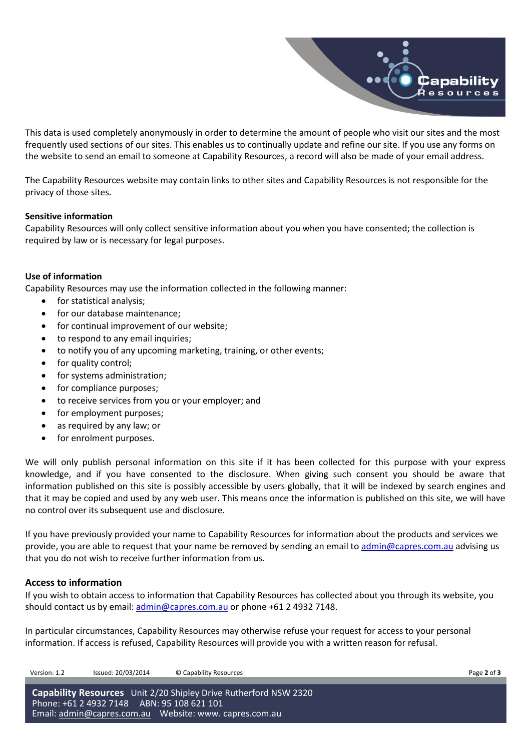This data is used completely anonymously in order to determine the amount of people who visit our sites and the most frequently used sections of our sites. This enables us to continually update and refine our site. If you use any forms on the website to send an email to someone at Capability Resources, a record will also be made of your email address.

The Capability Resources website may contain links to other sites and Capability Resources is not responsible for the privacy of those sites.

**Sensitive information**

Capability Resources will only collect sensitive information about you when you have consented; the collection is required by law or is necessary for legal purposes.

**Use of information**

Capability Resources may use the information collected in the following manner:

- for statistical analysis;
- for our database maintenance;
- for continual improvement of our website;
- to respond to any email inquiries;
- to notify you of any upcoming marketing, training, or other events;
- for quality control;
- for systems administration;
- for compliance purposes;
- to receive services from you or your employer; and
- for employment purposes;
- as required by any law; or
- for enrolment purposes.

We will only publish personal information on this site if it has been collected for this purpose with your express knowledge, and if you have consented to the disclosure. When giving such consent you should be aware that information published on this site is possibly accessible by users globally, that it will be indexed by search engines and that it may be copied and used by any web user. This means once the information is published on this site, we will have no control over its subsequent use and disclosure.

If you have previously provided your name to Capability Resources for information about the products and services we provide, you are able to request that your name be removed by sending an email to admin@capres.com.au advising us that you do not wish to receive further information from us.

**Access to information**

If you wish to obtain access to information that Capability Resources has collected about you through its website, you should contact us by email: admin@capres.com.au or phone +61 2 4932 7148.

In particular circumstances, Capability Resources may otherwise refuse your request for access to your personal information. If access is refused, Capability Resources will provide you with a written reason for refusal.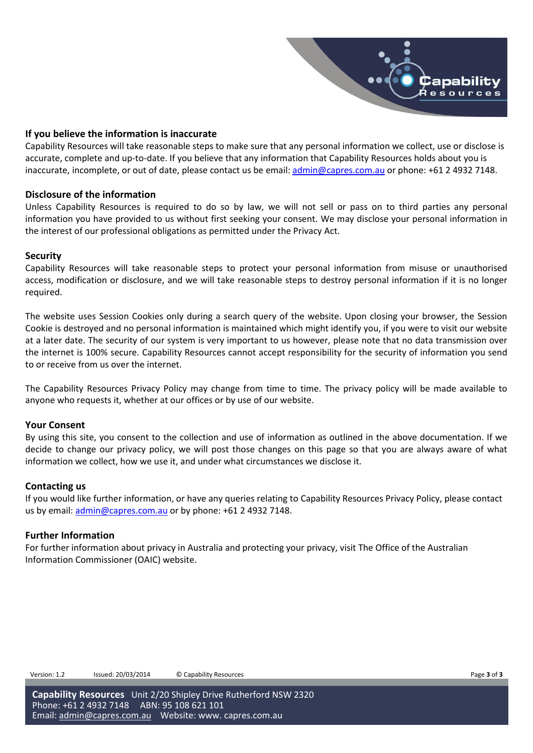## If you believe the information is inaccurate

Capability Resources will take reasonable steps to make sure that any personal information we collect, use or disclose is accurate, complete and up-to-date. If you believe that any information that Capability Resources holds about you is inaccurate, incomplete, or out of date, please contact us be email: admin@capres.com.au or phone: +61 2 4932 7148.

## Disclosure of the information

Unless Capability Resources is required to do so by law, we will not sell or pass on to third parties any personal information you have provided to us without first seeking your consent. We may disclose your personal information in the interest of our professional obligations as permitted under the Privacy Act.

## Security

Capability Resources will take reasonable steps to protect your personal information from misuse or unauthorised access, modification or disclosure, and we will take reasonable steps to destroy personal information if it is no longer required.

The website uses Session Cookies only during a search query of the website. Upon closing your browser, the Session Cookie is destroyed and no personal information is maintained which might identify you, if you were to visit our website at a later date. The security of our system is very important to us however, please note that no data transmission over the internet is 100% secure. Capability Resources cannot accept responsibility for the security of information you send to or receive from us over the internet.

The Capability Resources Privacy Policy may change from time to time. The privacy policy will be made available to anyone who requests it, whether at our offices or by use of our website.

## Your Consent

By using this site, you consent to the collection and use of information as outlined in the above documentation. If we decide to change our privacy policy, we will post those changes on this page so that you are always aware of what information we collect, how we use it, and under what circumstances we disclose it.

## Contacting us

If you would like further information, or have any queries relating to Capability Resources Privacy Policy, please contact us by email: admin@capres.com.au or by phone: +61 2 4932 7148.

## Further Information

For further information about privacy in Australia and protecting your privacy, visit The Office of the Australian Information Commissioner (OAIC) website.